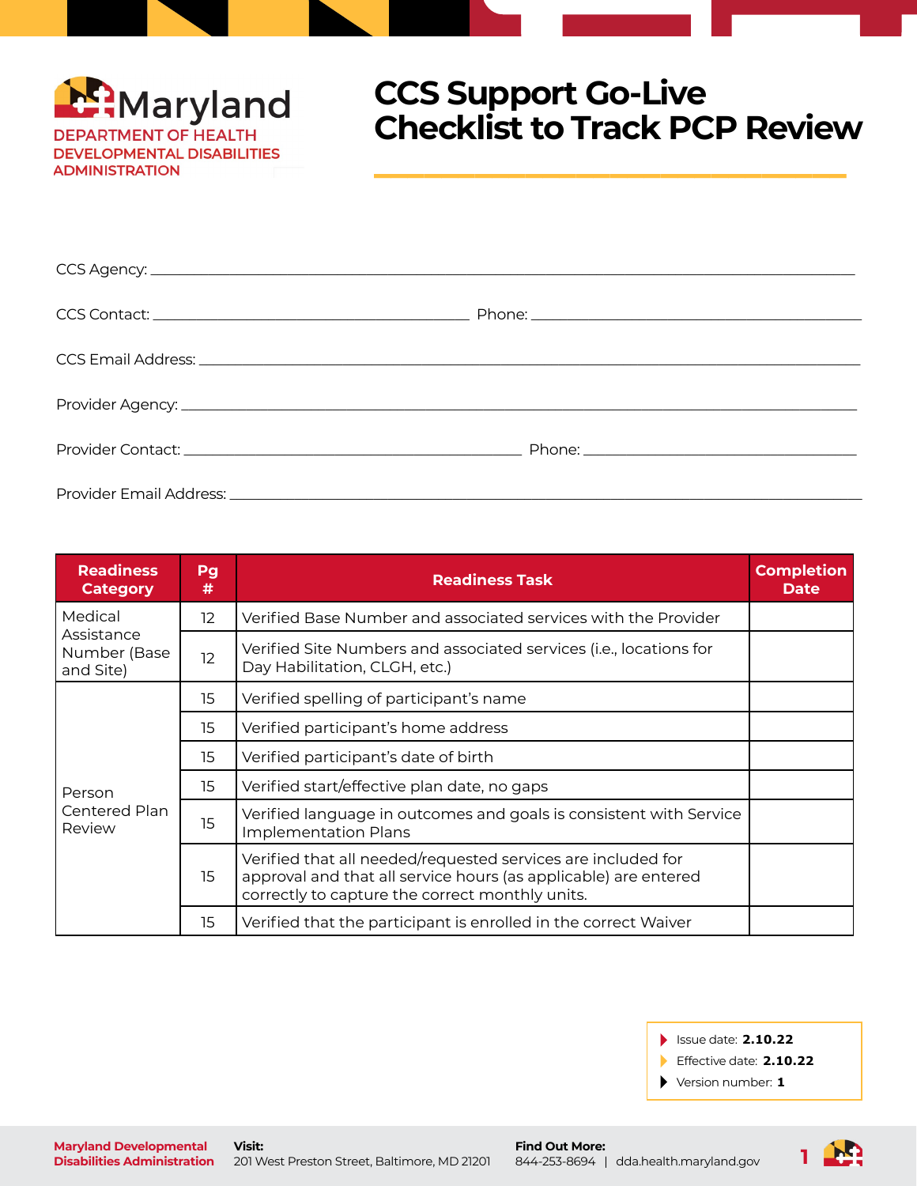Maryland
DEPARTMENT OF HEALTH
DEVELOPMENTAL DISABILITIES ADMINISTRATION

# CCS Support Go-Live Checklist to Track PCP Review

CCS Agency: ______________________________________________

CCS Contact: ______________________ Phone: ______________________

CCS Email Address: ______________________________________________

Provider Agency: ______________________________________________

Provider Contact: ______________________ Phone: ______________________

Provider Email Address: ______________________________________________

| Readiness Category | Pg # | Readiness Task | Completion Date |
|---|---|---|---|
| Medical Assistance Number (Base and Site) | 12 | Verified Base Number and associated services with the Provider | |
| | 12 | Verified Site Numbers and associated services (i.e., locations for Day Habilitation, CLGH, etc.) | |
| Person Centered Plan Review | 15 | Verified spelling of participant's name | |
| | 15 | Verified participant's home address | |
| | 15 | Verified participant's date of birth | |
| | 15 | Verified start/effective plan date, no gaps | |
| | 15 | Verified language in outcomes and goals is consistent with Service Implementation Plans | |
| | 15 | Verified that all needed/requested services are included for approval and that all service hours (as applicable) are entered correctly to capture the correct monthly units. | |
| | 15 | Verified that the participant is enrolled in the correct Waiver | |

- Issue date: **2.10.22**
- Effective date: **2.10.22**
- Version number: **1**

**Maryland Developmental Disabilities Administration**
**Visit:** 201 West Preston Street, Baltimore, MD 21201
**Find Out More:** 844-253-8694 | dda.health.maryland.gov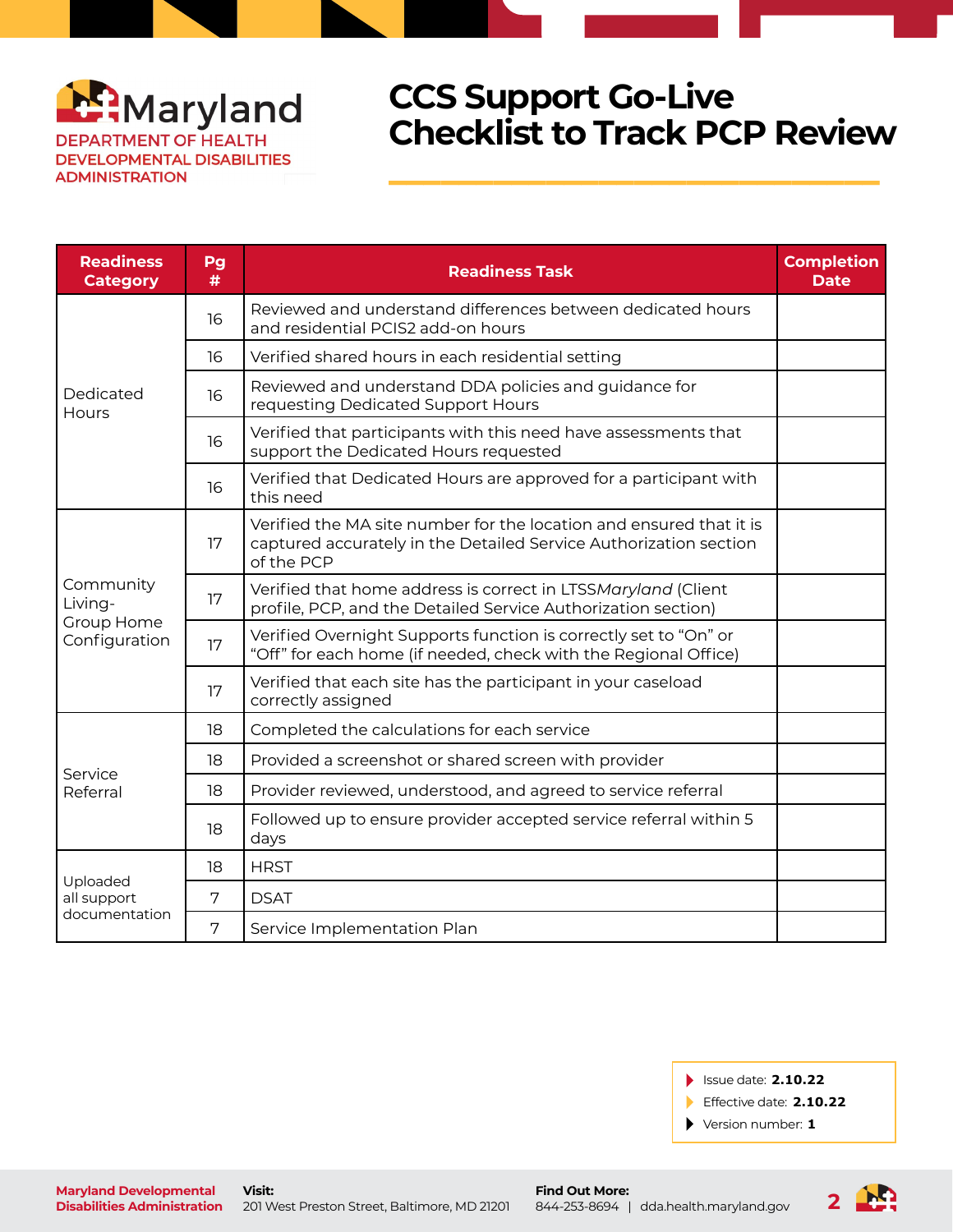Maryland
DEPARTMENT OF HEALTH
DEVELOPMENTAL DISABILITIES ADMINISTRATION

# CCS Support Go-Live Checklist to Track PCP Review

| Readiness Category | Pg # | Readiness Task | Completion Date |
|---|---|---|---|
| Dedicated Hours | 16 | Reviewed and understand differences between dedicated hours and residential PCIS2 add-on hours | |
| | 16 | Verified shared hours in each residential setting | |
| | 16 | Reviewed and understand DDA policies and guidance for requesting Dedicated Support Hours | |
| | 16 | Verified that participants with this need have assessments that support the Dedicated Hours requested | |
| | 16 | Verified that Dedicated Hours are approved for a participant with this need | |
| Community Living- Group Home Configuration | 17 | Verified the MA site number for the location and ensured that it is captured accurately in the Detailed Service Authorization section of the PCP | |
| | 17 | Verified that home address is correct in LTSS*Maryland* (Client profile, PCP, and the Detailed Service Authorization section) | |
| | 17 | Verified Overnight Supports function is correctly set to "On" or "Off" for each home (if needed, check with the Regional Office) | |
| | 17 | Verified that each site has the participant in your caseload correctly assigned | |
| Service Referral | 18 | Completed the calculations for each service | |
| | 18 | Provided a screenshot or shared screen with provider | |
| | 18 | Provider reviewed, understood, and agreed to service referral | |
| | 18 | Followed up to ensure provider accepted service referral within 5 days | |
| Uploaded all support documentation | 18 | HRST | |
| | 7 | DSAT | |
| | 7 | Service Implementation Plan | |

- Issue date: **2.10.22**
- Effective date: **2.10.22**
- Version number: **1**

**Maryland Developmental Disabilities Administration**

**Visit:** 201 West Preston Street, Baltimore, MD 21201

**Find Out More:** 844-253-8694 | dda.health.maryland.gov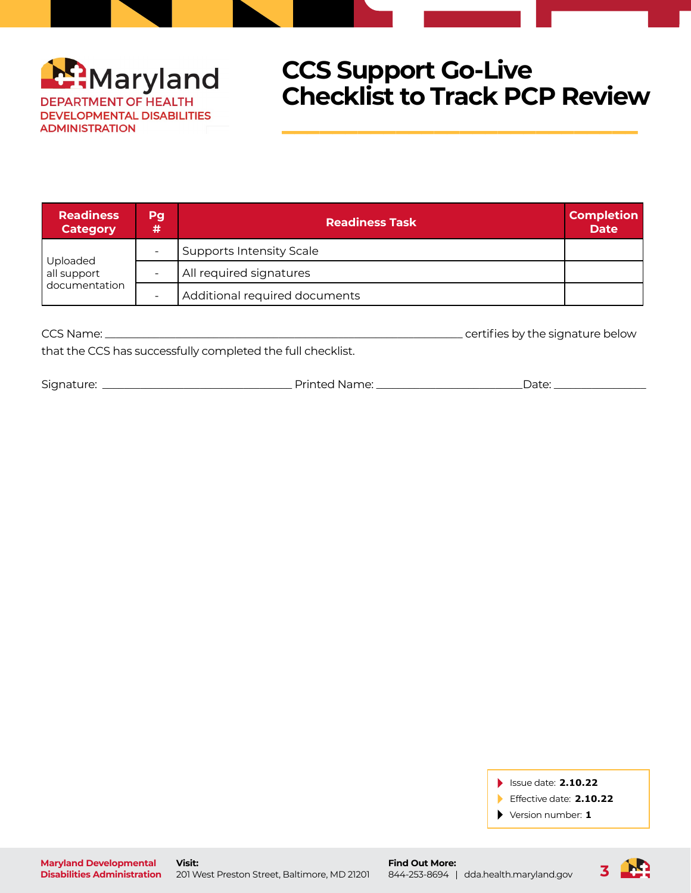Maryland
DEPARTMENT OF HEALTH
DEVELOPMENTAL DISABILITIES ADMINISTRATION

# CCS Support Go-Live Checklist to Track PCP Review

| Readiness Category | Pg # | Readiness Task | Completion Date |
|---|---|---|---|
| Uploaded all support documentation | - | Supports Intensity Scale | |
| | - | All required signatures | |
| | - | Additional required documents | |

CCS Name: ______________________________________________________________ certifies by the signature below that the CCS has successfully completed the full checklist.

Signature: ___________________________ Printed Name: _____________________Date: _____________

- Issue date: **2.10.22**
- Effective date: **2.10.22**
- Version number: **1**

**Maryland Developmental Disabilities Administration**

**Visit:** 201 West Preston Street, Baltimore, MD 21201

**Find Out More:** 844-253-8694 | dda.health.maryland.gov